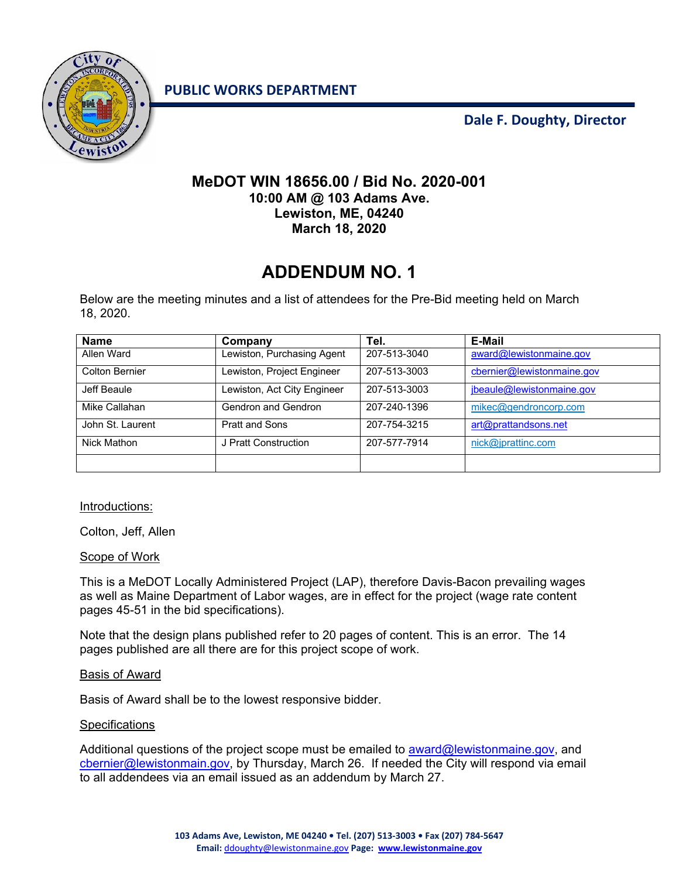**PUBLIC WORKS DEPARTMENT**

**Dale F. Doughty, Director**

# MeDOT WIN 18656.00 / Bid No. 2020-001

**10:00 AM @ 103 Adams Ave.**
**Lewiston, ME, 04240**
**March 18, 2020**

# ADDENDUM NO. 1

Below are the meeting minutes and a list of attendees for the Pre-Bid meeting held on March 18, 2020.

| Name | Company | Tel. | E-Mail |
|---|---|---|---|
| Allen Ward | Lewiston, Purchasing Agent | 207-513-3040 | award@lewistonmaine.gov |
| Colton Bernier | Lewiston, Project Engineer | 207-513-3003 | cbernier@lewistonmaine.gov |
| Jeff Beaule | Lewiston, Act City Engineer | 207-513-3003 | jbeaule@lewistonmaine.gov |
| Mike Callahan | Gendron and Gendron | 207-240-1396 | mikec@gendroncorp.com |
| John St. Laurent | Pratt and Sons | 207-754-3215 | art@prattandsons.net |
| Nick Mathon | J Pratt Construction | 207-577-7914 | nick@jprattinc.com |
| | | | |

Introductions:

Colton, Jeff, Allen

Scope of Work

This is a MeDOT Locally Administered Project (LAP), therefore Davis-Bacon prevailing wages as well as Maine Department of Labor wages, are in effect for the project (wage rate content pages 45-51 in the bid specifications).

Note that the design plans published refer to 20 pages of content. This is an error. The 14 pages published are all there are for this project scope of work.

Basis of Award

Basis of Award shall be to the lowest responsive bidder.

Specifications

Additional questions of the project scope must be emailed to award@lewistonmaine.gov, and cbernier@lewistonmain.gov, by Thursday, March 26. If needed the City will respond via email to all addendees via an email issued as an addendum by March 27.

103 Adams Ave, Lewiston, ME 04240 • Tel. (207) 513-3003 • Fax (207) 784-5647
Email: ddoughty@lewistonmaine.gov Page: www.lewistonmaine.gov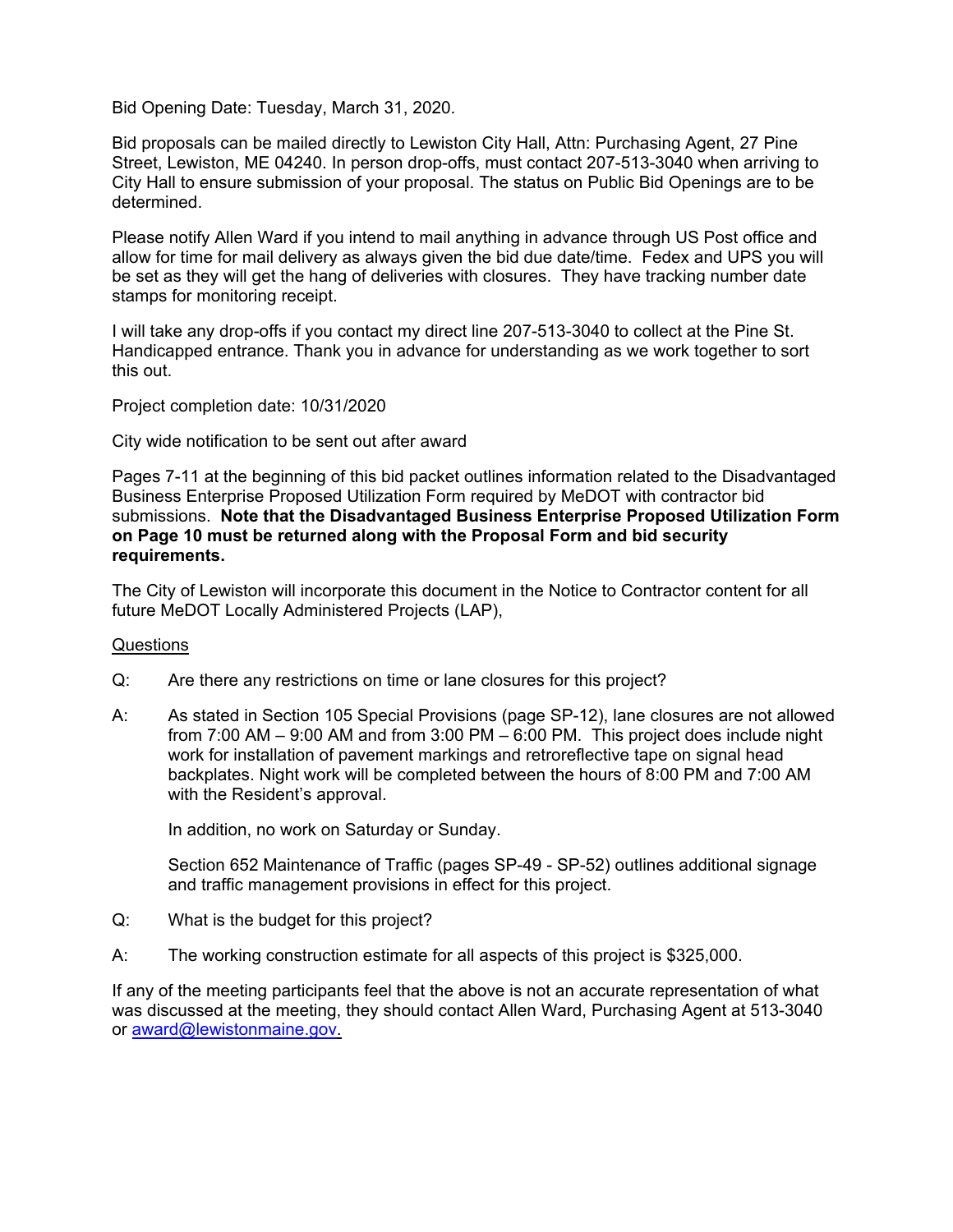Bid Opening Date: Tuesday, March 31, 2020.

Bid proposals can be mailed directly to Lewiston City Hall, Attn: Purchasing Agent, 27 Pine Street, Lewiston, ME 04240. In person drop-offs, must contact 207-513-3040 when arriving to City Hall to ensure submission of your proposal. The status on Public Bid Openings are to be determined.

Please notify Allen Ward if you intend to mail anything in advance through US Post office and allow for time for mail delivery as always given the bid due date/time. Fedex and UPS you will be set as they will get the hang of deliveries with closures. They have tracking number date stamps for monitoring receipt.

I will take any drop-offs if you contact my direct line 207-513-3040 to collect at the Pine St. Handicapped entrance. Thank you in advance for understanding as we work together to sort this out.

Project completion date: 10/31/2020

City wide notification to be sent out after award

Pages 7-11 at the beginning of this bid packet outlines information related to the Disadvantaged Business Enterprise Proposed Utilization Form required by MeDOT with contractor bid submissions. **Note that the Disadvantaged Business Enterprise Proposed Utilization Form on Page 10 must be returned along with the Proposal Form and bid security requirements.**

The City of Lewiston will incorporate this document in the Notice to Contractor content for all future MeDOT Locally Administered Projects (LAP),

<u>Questions</u>

Q: Are there any restrictions on time or lane closures for this project?

A: As stated in Section 105 Special Provisions (page SP-12), lane closures are not allowed from 7:00 AM – 9:00 AM and from 3:00 PM – 6:00 PM. This project does include night work for installation of pavement markings and retroreflective tape on signal head backplates. Night work will be completed between the hours of 8:00 PM and 7:00 AM with the Resident's approval.

In addition, no work on Saturday or Sunday.

Section 652 Maintenance of Traffic (pages SP-49 - SP-52) outlines additional signage and traffic management provisions in effect for this project.

Q: What is the budget for this project?

A: The working construction estimate for all aspects of this project is $325,000.

If any of the meeting participants feel that the above is not an accurate representation of what was discussed at the meeting, they should contact Allen Ward, Purchasing Agent at 513-3040 or award@lewistonmaine.gov.